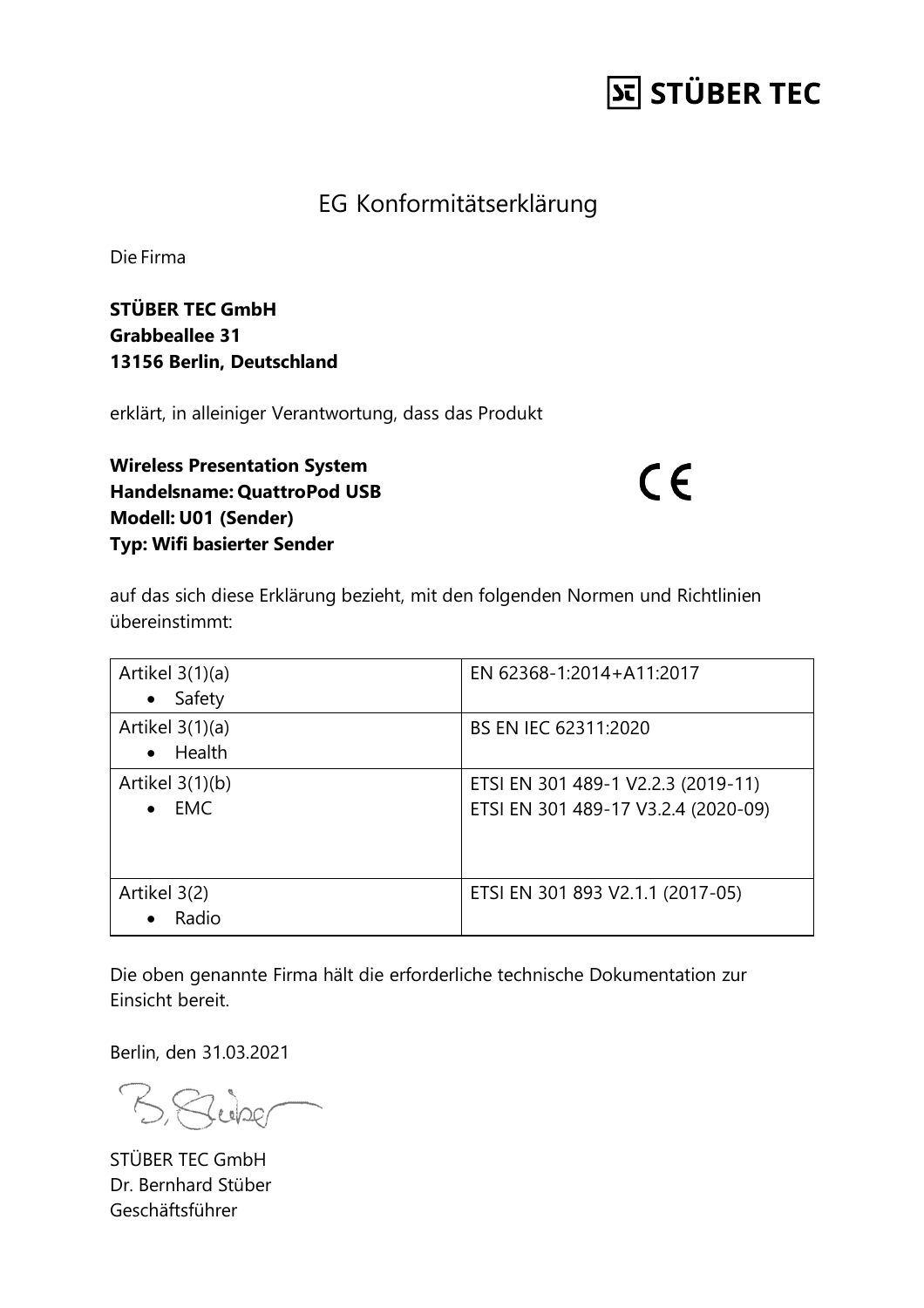STÜBER TEC

# EG Konformitätserklärung

Die Firma

**STÜBER TEC GmbH**
**Grabbeallee 31**
**13156 Berlin, Deutschland**

erklärt, in alleiniger Verantwortung, dass das Produkt

**Wireless Presentation System**
**Handelsname: QuattroPod USB**
**Modell: U01 (Sender)**
**Typ: Wifi basierter Sender**

CE

auf das sich diese Erklärung bezieht, mit den folgenden Normen und Richtlinien übereinstimmt:

| | |
|---|---|
| Artikel 3(1)(a)<br>• Safety | EN 62368-1:2014+A11:2017 |
| Artikel 3(1)(a)<br>• Health | BS EN IEC 62311:2020 |
| Artikel 3(1)(b)<br>• EMC | ETSI EN 301 489-1 V2.2.3 (2019-11)<br>ETSI EN 301 489-17 V3.2.4 (2020-09) |
| Artikel 3(2)<br>• Radio | ETSI EN 301 893 V2.1.1 (2017-05) |

Die oben genannte Firma hält die erforderliche technische Dokumentation zur Einsicht bereit.

Berlin, den 31.03.2021

STÜBER TEC GmbH
Dr. Bernhard Stüber
Geschäftsführer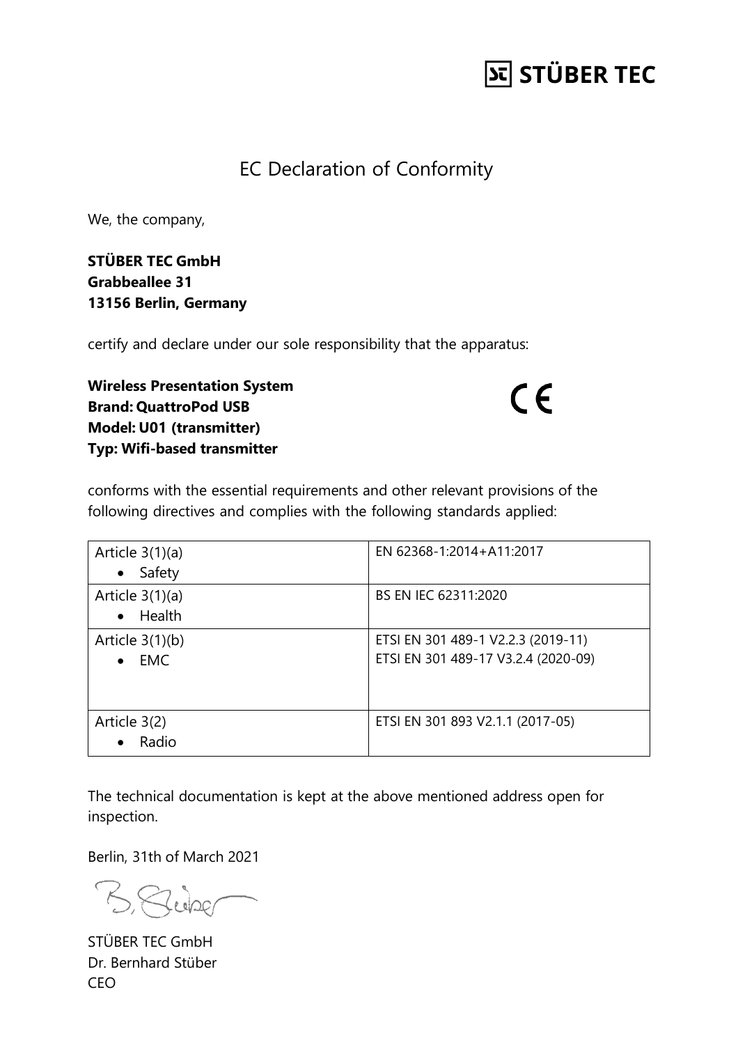**STÜBER TEC**

# EC Declaration of Conformity

We, the company,

**STÜBER TEC GmbH**
**Grabbeallee 31**
**13156 Berlin, Germany**

certify and declare under our sole responsibility that the apparatus:

**Wireless Presentation System**
**Brand: QuattroPod USB**
**Model: U01 (transmitter)**
**Typ: Wifi-based transmitter**

CE

conforms with the essential requirements and other relevant provisions of the following directives and complies with the following standards applied:

| Article | Standards |
| --- | --- |
| Article 3(1)(a)<br>• Safety | EN 62368-1:2014+A11:2017 |
| Article 3(1)(a)<br>• Health | BS EN IEC 62311:2020 |
| Article 3(1)(b)<br>• EMC | ETSI EN 301 489-1 V2.2.3 (2019-11)<br>ETSI EN 301 489-17 V3.2.4 (2020-09) |
| Article 3(2)<br>• Radio | ETSI EN 301 893 V2.1.1 (2017-05) |

The technical documentation is kept at the above mentioned address open for inspection.

Berlin, 31th of March 2021

B. Stüber

STÜBER TEC GmbH
Dr. Bernhard Stüber
CEO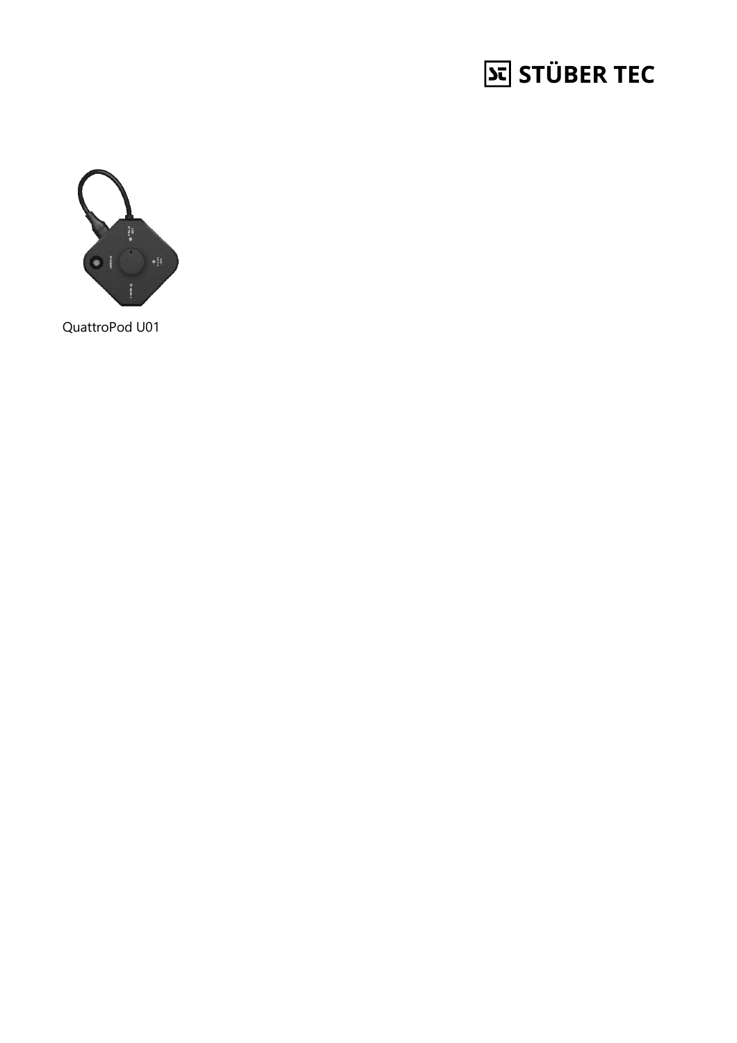QuattroPod U01